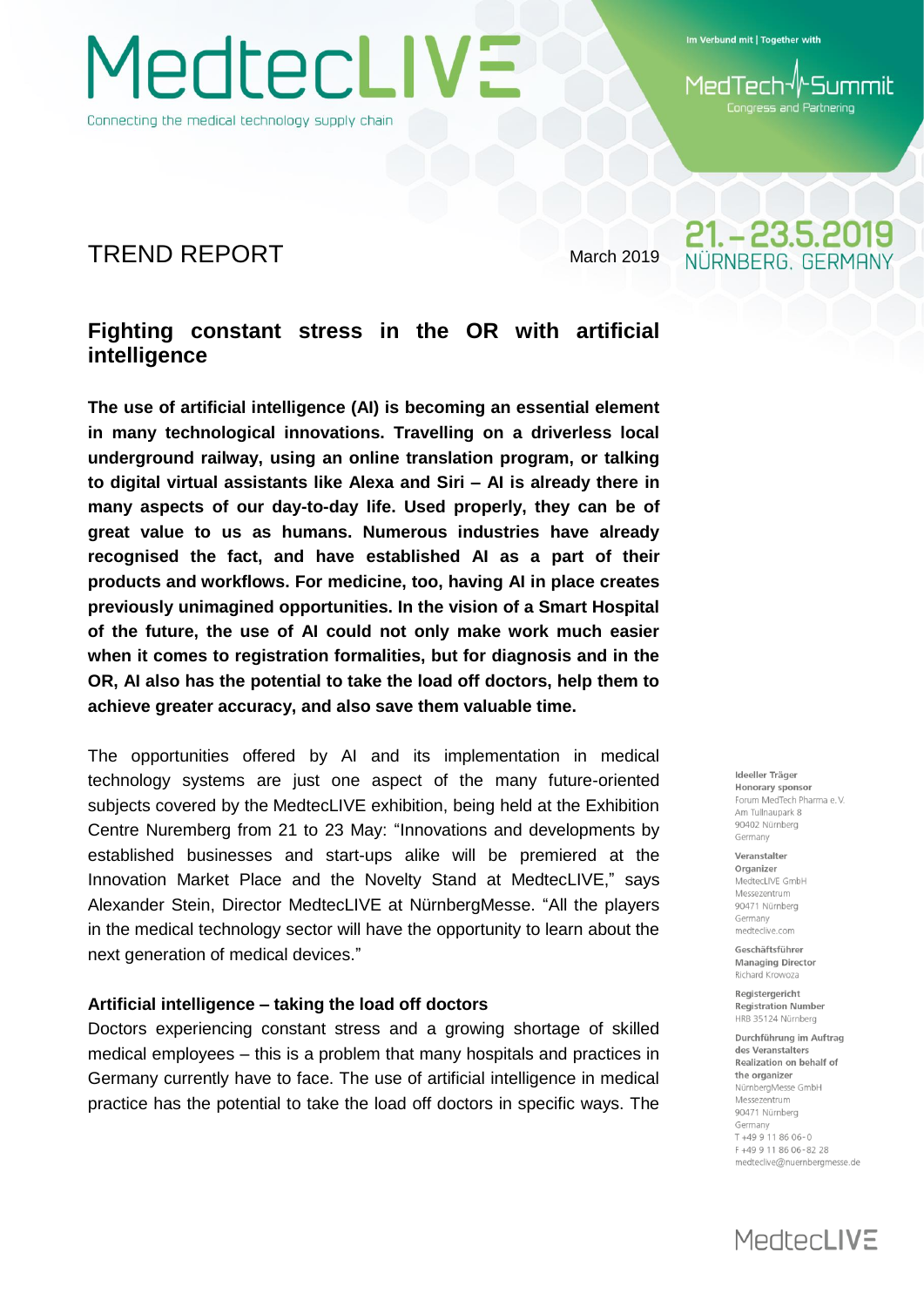# MedtecLIVE

Connecting the medical technology supply chain

Im Verbund mit | Together with

MedTech Summit
Congress and Partnering

## TREND REPORT

March 2019

21.–23.5.2019
NÜRNBERG, GERMANY

## Fighting constant stress in the OR with artificial intelligence

**The use of artificial intelligence (AI) is becoming an essential element in many technological innovations. Travelling on a driverless local underground railway, using an online translation program, or talking to digital virtual assistants like Alexa and Siri – AI is already there in many aspects of our day-to-day life. Used properly, they can be of great value to us as humans. Numerous industries have already recognised the fact, and have established AI as a part of their products and workflows. For medicine, too, having AI in place creates previously unimagined opportunities. In the vision of a Smart Hospital of the future, the use of AI could not only make work much easier when it comes to registration formalities, but for diagnosis and in the OR, AI also has the potential to take the load off doctors, help them to achieve greater accuracy, and also save them valuable time.**

The opportunities offered by AI and its implementation in medical technology systems are just one aspect of the many future-oriented subjects covered by the MedtecLIVE exhibition, being held at the Exhibition Centre Nuremberg from 21 to 23 May: "Innovations and developments by established businesses and start-ups alike will be premiered at the Innovation Market Place and the Novelty Stand at MedtecLIVE," says Alexander Stein, Director MedtecLIVE at NürnbergMesse. "All the players in the medical technology sector will have the opportunity to learn about the next generation of medical devices."

### Artificial intelligence – taking the load off doctors

Doctors experiencing constant stress and a growing shortage of skilled medical employees – this is a problem that many hospitals and practices in Germany currently have to face. The use of artificial intelligence in medical practice has the potential to take the load off doctors in specific ways. The

Ideeller Träger
Honorary sponsor
Forum MedTech Pharma e. V.
Am Tullnaupark 8
90402 Nürnberg
Germany

Veranstalter
Organizer
MedtecLIVE GmbH
Messezentrum
90471 Nürnberg
Germany
medteclive.com

Geschäftsführer
Managing Director
Richard Krowoza

Registergericht
Registration Number
HRB 35124 Nürnberg

Durchführung im Auftrag des Veranstalters
Realization on behalf of the organizer
NürnbergMesse GmbH
Messezentrum
90471 Nürnberg
Germany
T +49 9 11 86 06-0
F +49 9 11 86 06-82 28
medteclive@nuernbergmesse.de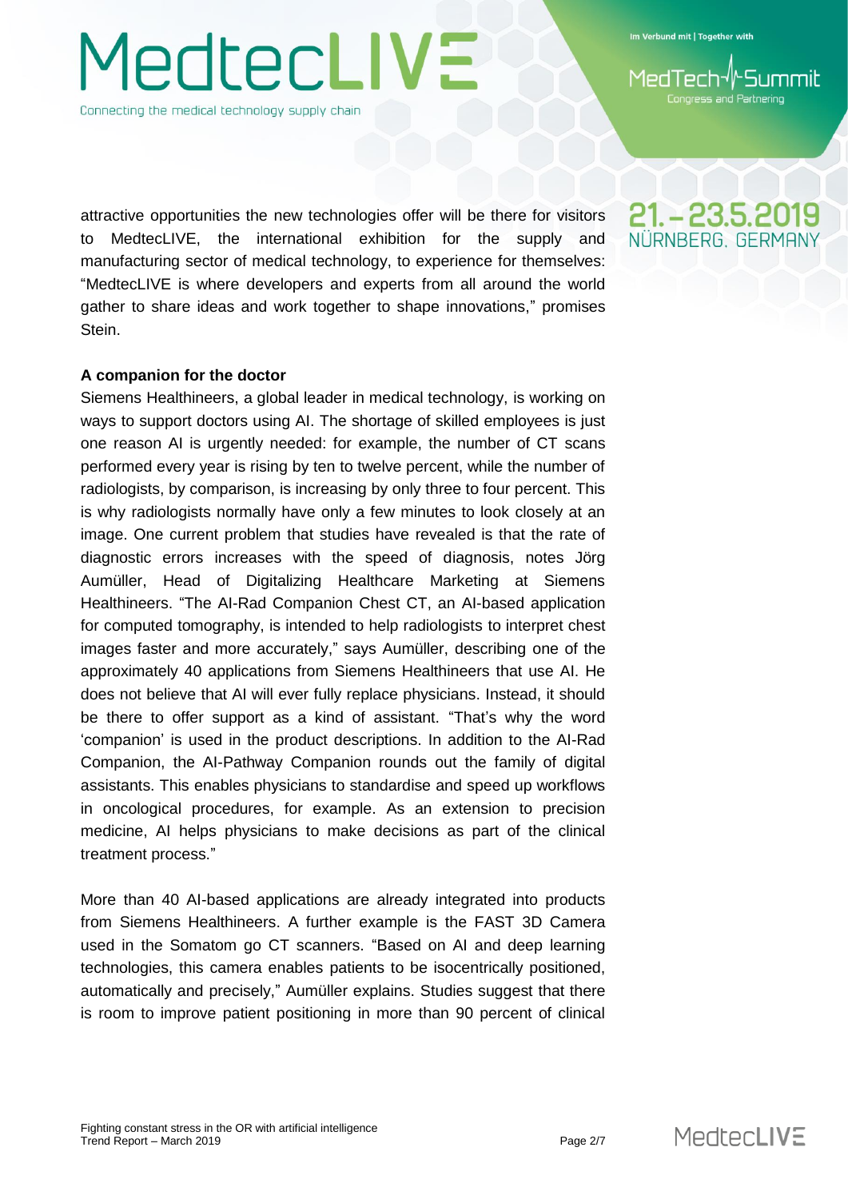attractive opportunities the new technologies offer will be there for visitors to MedtecLIVE, the international exhibition for the supply and manufacturing sector of medical technology, to experience for themselves: “MedtecLIVE is where developers and experts from all around the world gather to share ideas and work together to shape innovations,” promises Stein.

**A companion for the doctor**

Siemens Healthineers, a global leader in medical technology, is working on ways to support doctors using AI. The shortage of skilled employees is just one reason AI is urgently needed: for example, the number of CT scans performed every year is rising by ten to twelve percent, while the number of radiologists, by comparison, is increasing by only three to four percent. This is why radiologists normally have only a few minutes to look closely at an image. One current problem that studies have revealed is that the rate of diagnostic errors increases with the speed of diagnosis, notes Jörg Aumüller, Head of Digitalizing Healthcare Marketing at Siemens Healthineers. “The AI-Rad Companion Chest CT, an AI-based application for computed tomography, is intended to help radiologists to interpret chest images faster and more accurately,” says Aumüller, describing one of the approximately 40 applications from Siemens Healthineers that use AI. He does not believe that AI will ever fully replace physicians. Instead, it should be there to offer support as a kind of assistant. “That’s why the word ‘companion’ is used in the product descriptions. In addition to the AI-Rad Companion, the AI-Pathway Companion rounds out the family of digital assistants. This enables physicians to standardise and speed up workflows in oncological procedures, for example. As an extension to precision medicine, AI helps physicians to make decisions as part of the clinical treatment process.”

More than 40 AI-based applications are already integrated into products from Siemens Healthineers. A further example is the FAST 3D Camera used in the Somatom go CT scanners. “Based on AI and deep learning technologies, this camera enables patients to be isocentrically positioned, automatically and precisely,” Aumüller explains. Studies suggest that there is room to improve patient positioning in more than 90 percent of clinical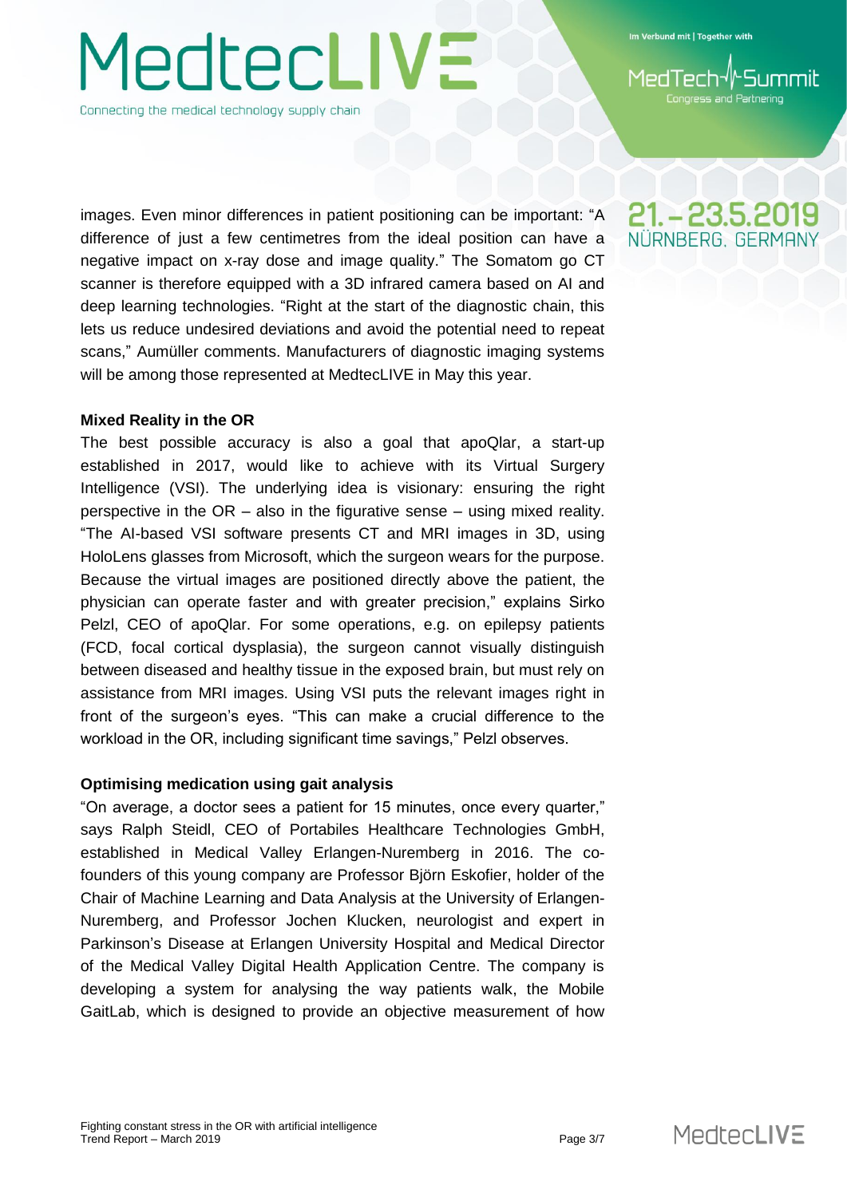images. Even minor differences in patient positioning can be important: "A difference of just a few centimetres from the ideal position can have a negative impact on x-ray dose and image quality." The Somatom go CT scanner is therefore equipped with a 3D infrared camera based on AI and deep learning technologies. "Right at the start of the diagnostic chain, this lets us reduce undesired deviations and avoid the potential need to repeat scans," Aumüller comments. Manufacturers of diagnostic imaging systems will be among those represented at MedtecLIVE in May this year.

**Mixed Reality in the OR**

The best possible accuracy is also a goal that apoQlar, a start-up established in 2017, would like to achieve with its Virtual Surgery Intelligence (VSI). The underlying idea is visionary: ensuring the right perspective in the OR – also in the figurative sense – using mixed reality. "The AI-based VSI software presents CT and MRI images in 3D, using HoloLens glasses from Microsoft, which the surgeon wears for the purpose. Because the virtual images are positioned directly above the patient, the physician can operate faster and with greater precision," explains Sirko Pelzl, CEO of apoQlar. For some operations, e.g. on epilepsy patients (FCD, focal cortical dysplasia), the surgeon cannot visually distinguish between diseased and healthy tissue in the exposed brain, but must rely on assistance from MRI images. Using VSI puts the relevant images right in front of the surgeon's eyes. "This can make a crucial difference to the workload in the OR, including significant time savings," Pelzl observes.

**Optimising medication using gait analysis**

"On average, a doctor sees a patient for 15 minutes, once every quarter," says Ralph Steidl, CEO of Portabiles Healthcare Technologies GmbH, established in Medical Valley Erlangen-Nuremberg in 2016. The co-founders of this young company are Professor Björn Eskofier, holder of the Chair of Machine Learning and Data Analysis at the University of Erlangen-Nuremberg, and Professor Jochen Klucken, neurologist and expert in Parkinson's Disease at Erlangen University Hospital and Medical Director of the Medical Valley Digital Health Application Centre. The company is developing a system for analysing the way patients walk, the Mobile GaitLab, which is designed to provide an objective measurement of how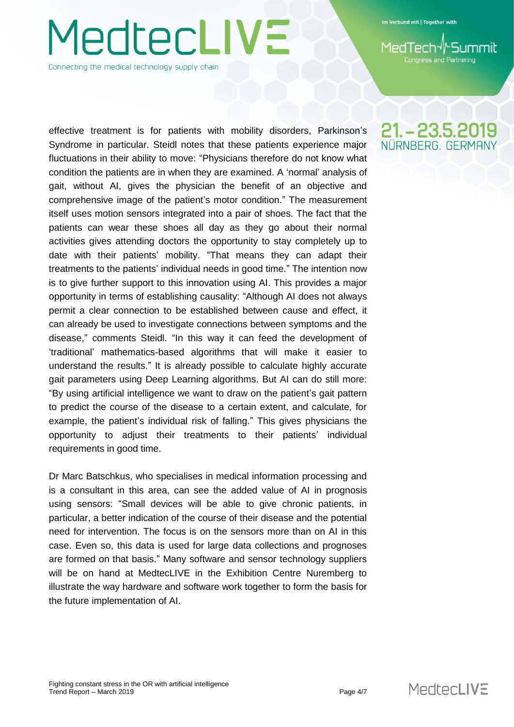effective treatment is for patients with mobility disorders, Parkinson's Syndrome in particular. Steidl notes that these patients experience major fluctuations in their ability to move: "Physicians therefore do not know what condition the patients are in when they are examined. A 'normal' analysis of gait, without AI, gives the physician the benefit of an objective and comprehensive image of the patient's motor condition." The measurement itself uses motion sensors integrated into a pair of shoes. The fact that the patients can wear these shoes all day as they go about their normal activities gives attending doctors the opportunity to stay completely up to date with their patients' mobility. "That means they can adapt their treatments to the patients' individual needs in good time." The intention now is to give further support to this innovation using AI. This provides a major opportunity in terms of establishing causality: "Although AI does not always permit a clear connection to be established between cause and effect, it can already be used to investigate connections between symptoms and the disease," comments Steidl. "In this way it can feed the development of 'traditional' mathematics-based algorithms that will make it easier to understand the results." It is already possible to calculate highly accurate gait parameters using Deep Learning algorithms. But AI can do still more: "By using artificial intelligence we want to draw on the patient's gait pattern to predict the course of the disease to a certain extent, and calculate, for example, the patient's individual risk of falling." This gives physicians the opportunity to adjust their treatments to their patients' individual requirements in good time.

Dr Marc Batschkus, who specialises in medical information processing and is a consultant in this area, can see the added value of AI in prognosis using sensors: "Small devices will be able to give chronic patients, in particular, a better indication of the course of their disease and the potential need for intervention. The focus is on the sensors more than on AI in this case. Even so, this data is used for large data collections and prognoses are formed on that basis." Many software and sensor technology suppliers will be on hand at MedtecLIVE in the Exhibition Centre Nuremberg to illustrate the way hardware and software work together to form the basis for the future implementation of AI.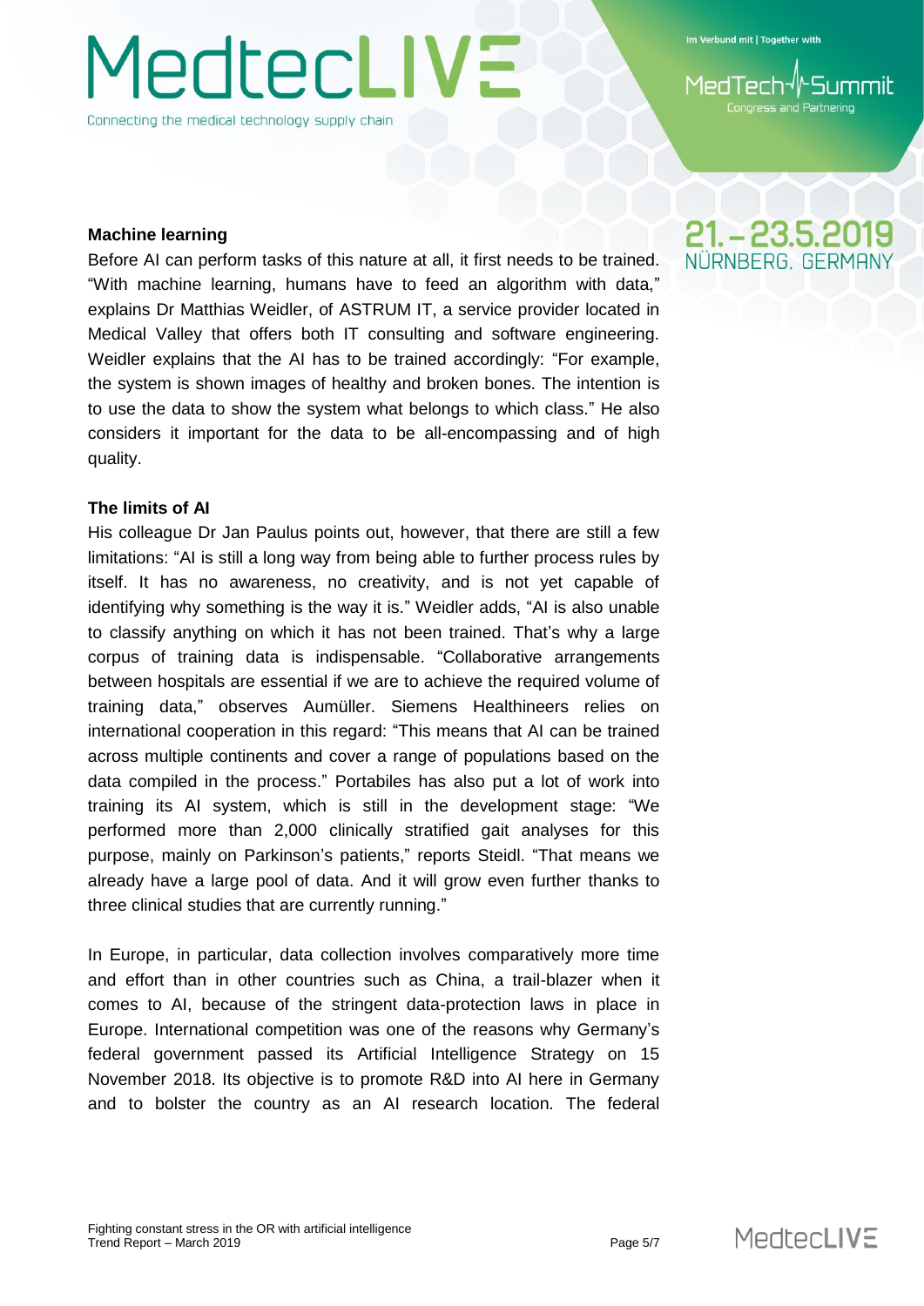### Machine learning

Before AI can perform tasks of this nature at all, it first needs to be trained. "With machine learning, humans have to feed an algorithm with data," explains Dr Matthias Weidler, of ASTRUM IT, a service provider located in Medical Valley that offers both IT consulting and software engineering. Weidler explains that the AI has to be trained accordingly: "For example, the system is shown images of healthy and broken bones. The intention is to use the data to show the system what belongs to which class." He also considers it important for the data to all-encompassing and of high quality.

### The limits of AI

His colleague Dr Jan Paulus points out, however, that there are still a few limitations: "AI is still a long way from being able to further process rules by itself. It has no awareness, no creativity, and is not yet capable of identifying why something is the way it is." Weidler adds, "AI is also unable to classify anything on which it has not been trained. That's why a large corpus of training data is indispensable. "Collaborative arrangements between hospitals are essential if we are to achieve the required volume of training data," observes Aumüller. Siemens Healthineers relies on international cooperation in this regard: "This means that AI can be trained across multiple continents and cover a range of populations based on the data compiled in the process." Portabiles has also put a lot of work into training its AI system, which is still in the development stage: "We performed more than 2,000 clinically stratified gait analyses for this purpose, mainly on Parkinson's patients," reports Steidl. "That means we already have a large pool of data. And it will grow even further thanks to three clinical studies that are currently running."

In Europe, in particular, data collection involves comparatively more time and effort than in other countries such as China, a trail-blazer when it comes to AI, because of the stringent data-protection laws in place in Europe. International competition was one of the reasons why Germany's federal government passed its Artificial Intelligence Strategy on 15 November 2018. Its objective is to promote R&D into AI here in Germany and to bolster the country as an AI research location. The federal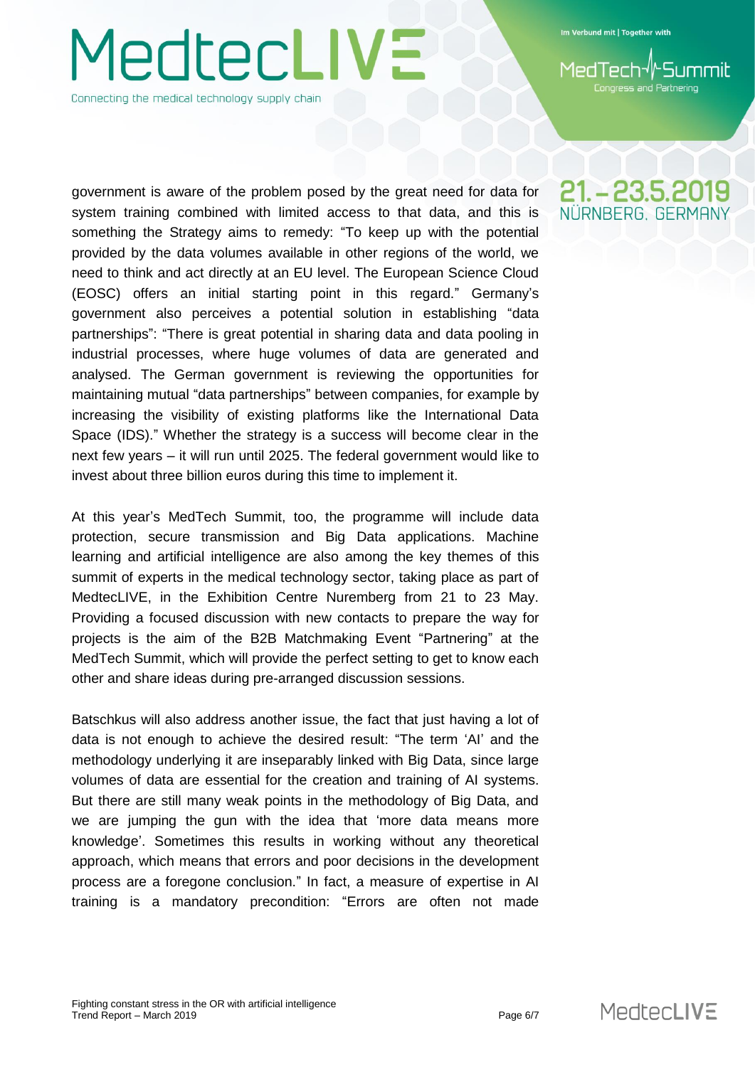government is aware of the problem posed by the great need for data for system training combined with limited access to that data, and this is something the Strategy aims to remedy: “To keep up with the potential provided by the data volumes available in other regions of the world, we need to think and act directly at an EU level. The European Science Cloud (EOSC) offers an initial starting point in this regard.” Germany’s government also perceives a potential solution in establishing “data partnerships”: “There is great potential in sharing data and data pooling in industrial processes, where huge volumes of data are generated and analysed. The German government is reviewing the opportunities for maintaining mutual “data partnerships” between companies, for example by increasing the visibility of existing platforms like the International Data Space (IDS).” Whether the strategy is a success will become clear in the next few years – it will run until 2025. The federal government would like to invest about three billion euros during this time to implement it.

At this year’s MedTech Summit, too, the programme will include data protection, secure transmission and Big Data applications. Machine learning and artificial intelligence are also among the key themes of this summit of experts in the medical technology sector, taking place as part of MedtecLIVE, in the Exhibition Centre Nuremberg from 21 to 23 May. Providing a focused discussion with new contacts to prepare the way for projects is the aim of the B2B Matchmaking Event “Partnering” at the MedTech Summit, which will provide the perfect setting to get to know each other and share ideas during pre-arranged discussion sessions.

Batschkus will also address another issue, the fact that just having a lot of data is not enough to achieve the desired result: “The term ‘AI’ and the methodology underlying it are inseparably linked with Big Data, since large volumes of data are essential for the creation and training of AI systems. But there are still many weak points in the methodology of Big Data, and we are jumping the gun with the idea that ‘more data means more knowledge’. Sometimes this results in working without any theoretical approach, which means that errors and poor decisions in the development process are a foregone conclusion.” In fact, a measure of expertise in AI training is a mandatory precondition: “Errors are often not made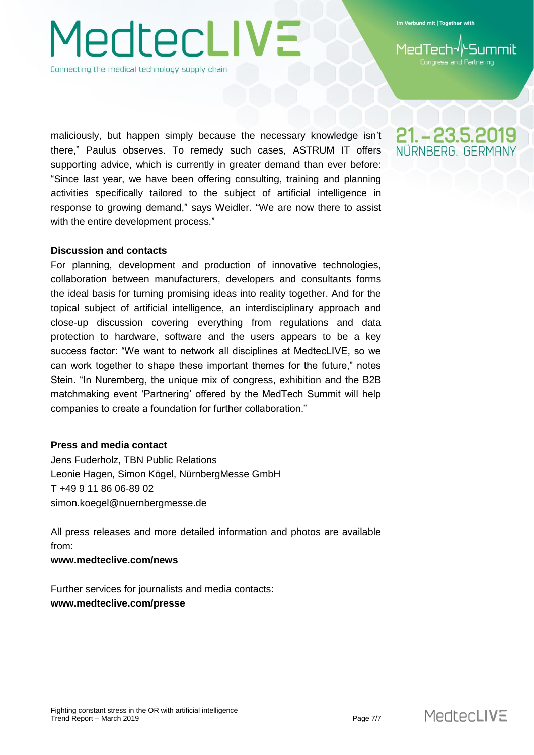maliciously, but happen simply because the necessary knowledge isn't there," Paulus observes. To remedy such cases, ASTRUM IT offers supporting advice, which is currently in greater demand than ever before: "Since last year, we have been offering consulting, training and planning activities specifically tailored to the subject of artificial intelligence in response to growing demand," says Weidler. "We are now there to assist with the entire development process."

**Discussion and contacts**

For planning, development and production of innovative technologies, collaboration between manufacturers, developers and consultants forms the ideal basis for turning promising ideas into reality together. And for the topical subject of artificial intelligence, an interdisciplinary approach and close-up discussion covering everything from regulations and data protection to hardware, software and the users appears to be a key success factor: "We want to network all disciplines at MedtecLIVE, so we can work together to shape these important themes for the future," notes Stein. "In Nuremberg, the unique mix of congress, exhibition and the B2B matchmaking event 'Partnering' offered by the MedTech Summit will help companies to create a foundation for further collaboration."

**Press and media contact**

Jens Fuderholz, TBN Public Relations
Leonie Hagen, Simon Kögel, NürnbergMesse GmbH
T +49 9 11 86 06-89 02
simon.koegel@nuernbergmesse.de

All press releases and more detailed information and photos are available from:
**www.medteclive.com/news**

Further services for journalists and media contacts:
**www.medteclive.com/presse**